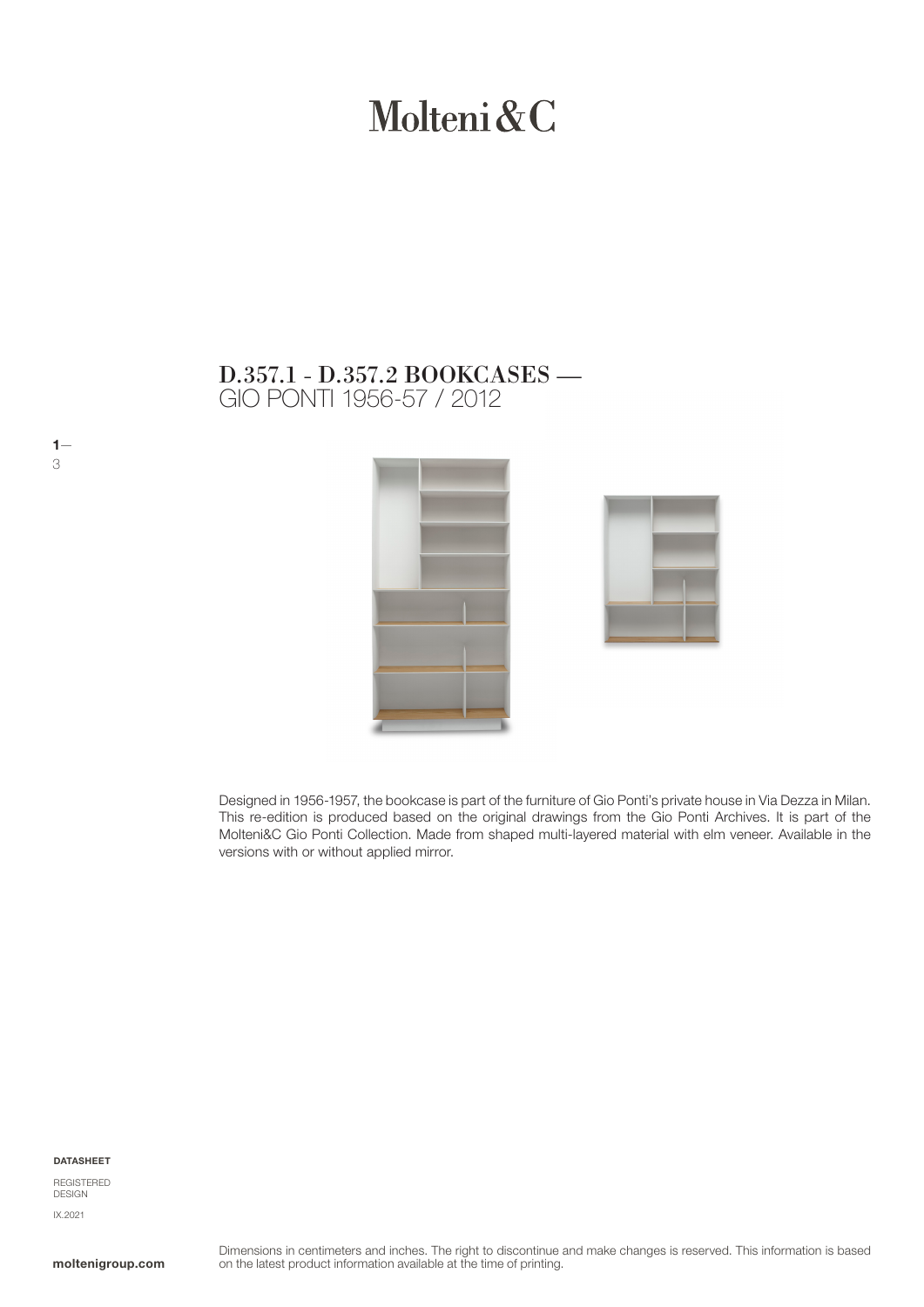# Molteni&C

## D.357.1 - D.357.2 BOOKCASES — GIO PONTI 1956-57 / 2012

Designed in 1956-1957, the bookcase is part of the furniture of Gio Ponti's private house in Via Dezza in Milan. This re-edition is produced based on the original drawings from the Gio Ponti Archives. It is part of the Molteni&C Gio Ponti Collection. Made from shaped multi-layered material with elm veneer. Available in the versions with or without applied mirror.

**DATASHEET**

REGISTERED DESIGN

IX.2021

**moltenigroup.com**

Dimensions in centimeters and inches. The right to discontinue and make changes is reserved. This information is based on the latest product information available at the time of printing.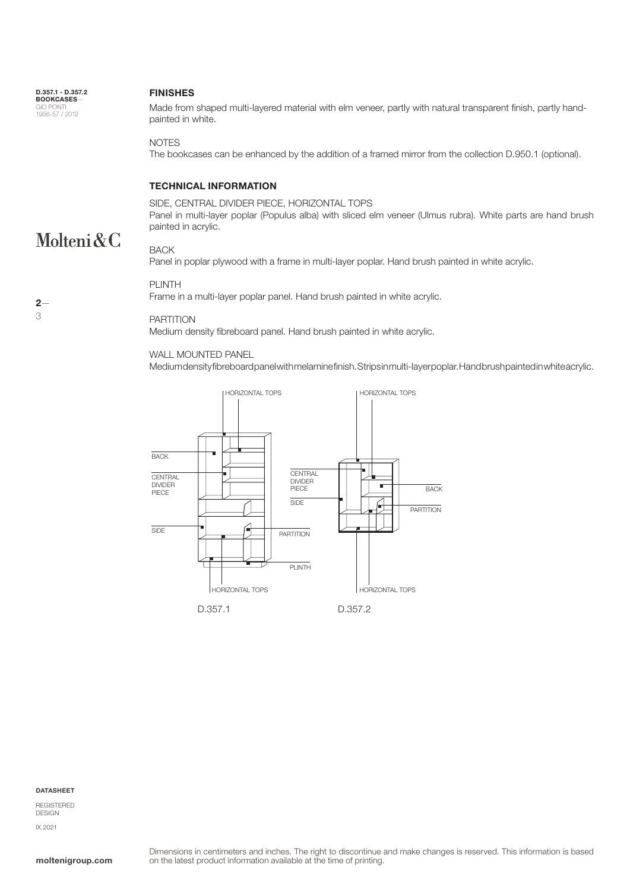D.357.1 - D.357.2
**BOOKCASES**—
GIO PONTI
1956-57 / 2012

Molteni&C

## FINISHES

Made from shaped multi-layered material with elm veneer, partly with natural transparent finish, partly hand-painted in white.

NOTES

The bookcases can be enhanced by the addition of a framed mirror from the collection D.950.1 (optional).

## TECHNICAL INFORMATION

SIDE, CENTRAL DIVIDER PIECE, HORIZONTAL TOPS

Panel in multi-layer poplar (Populus alba) with sliced elm veneer (Ulmus rubra). White parts are hand brush painted in acrylic.

BACK

Panel in poplar plywood with a frame in multi-layer poplar. Hand brush painted in white acrylic.

PLINTH

Frame in a multi-layer poplar panel. Hand brush painted in white acrylic.

PARTITION

Medium density fibreboard panel. Hand brush painted in white acrylic.

WALL MOUNTED PANEL

Medium density fibreboard panel with melamine finish. Strips in multi-layer poplar. Hand brush painted in white acrylic.

HORIZONTAL TOPS
BACK
CENTRAL DIVIDER PIECE
SIDE
PARTITION
PLINTH
HORIZONTAL TOPS

D.357.1

HORIZONTAL TOPS
CENTRAL DIVIDER PIECE
SIDE
BACK
PARTITION
HORIZONTAL TOPS

D.357.2

**DATASHEET**

REGISTERED DESIGN

IX.2021

**moltenigroup.com**

Dimensions in centimeters and inches. The right to discontinue and make changes is reserved. This information is based on the latest product information available at the time of printing.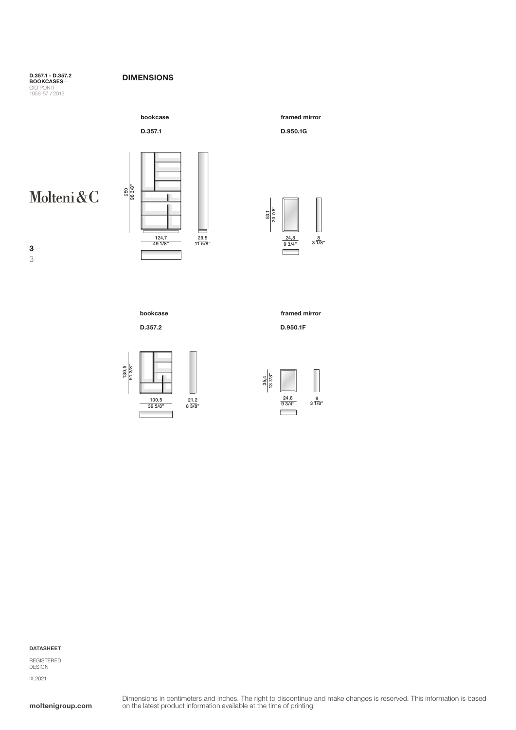**D.357.1 - D.357.2**
**BOOKCASES**—
GIO PONTI
1956-57 / 2012

Molteni&C

## DIMENSIONS

**bookcase**

**D.357.1**

250
98 3/8"

124,7
49 1/8"

29,5
11 5/8"

**framed mirror**

**D.950.1G**

53,1
20 7/8"

24,8
9 3/4"

8
3 1/8"

**bookcase**

**D.357.2**

130,5
51 3/8"

100,5
39 5/8"

21,2
8 3/8"

**framed mirror**

**D.950.1F**

35,4
13 7/8"

24,8
9 3/4"

8
3 1/8"

**DATASHEET**

REGISTERED
DESIGN

IX.2021

**moltenigroup.com**

Dimensions in centimeters and inches. The right to discontinue and make changes is reserved. This information is based on the latest product information available at the time of printing.